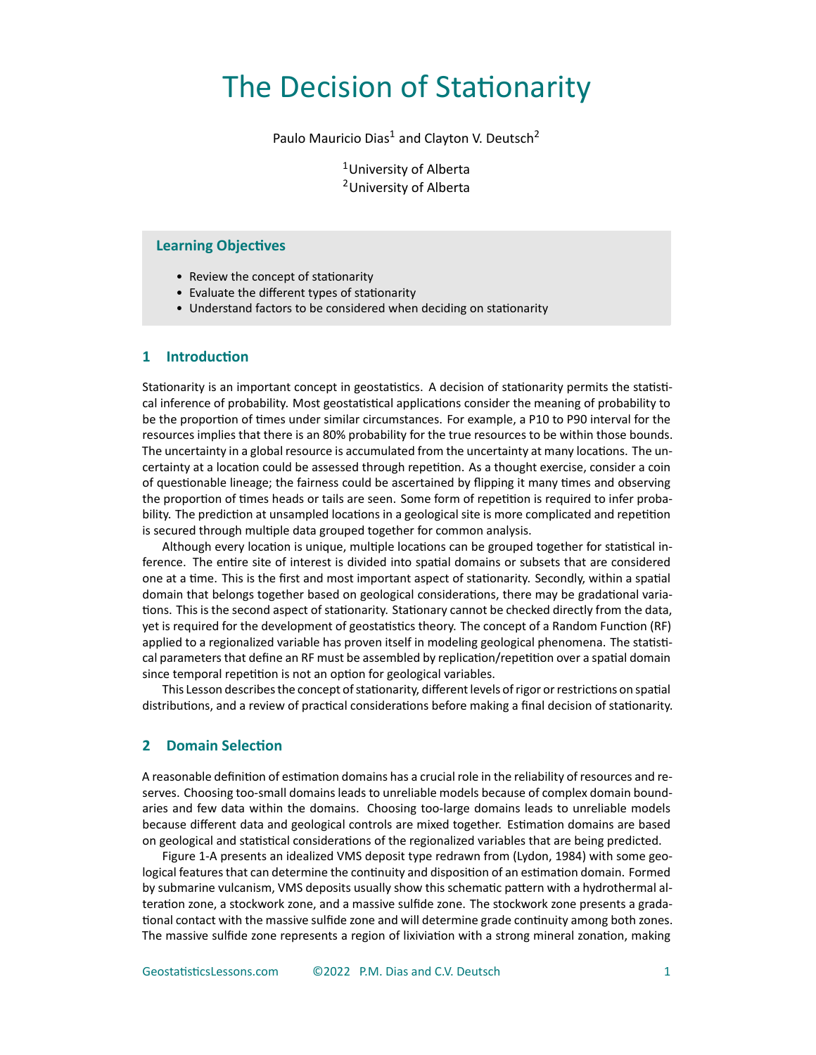# The Decision of Stationarity

Paulo Mauricio Dias[1] and Clayton V. Deutsch[2]

[1]University of Alberta
[2]University of Alberta

### Learning Objectives

- Review the concept of stationarity
- Evaluate the different types of stationarity
- Understand factors to be considered when deciding on stationarity

## 1 Introduction

Stationarity is an important concept in geostatistics. A decision of stationarity permits the statistical inference of probability. Most geostatistical applications consider the meaning of probability to be the proportion of times under similar circumstances. For example, a P10 to P90 interval for the resources implies that there is an 80% probability for the true resources to be within those bounds. The uncertainty in a global resource is accumulated from the uncertainty at many locations. The uncertainty at a location could be assessed through repetition. As a thought exercise, consider a coin of questionable lineage; the fairness could be ascertained by flipping it many times and observing the proportion of times heads or tails are seen. Some form of repetition is required to infer probability. The prediction at unsampled locations in a geological site is more complicated and repetition is secured through multiple data grouped together for common analysis.

Although every location is unique, multiple locations can be grouped together for statistical inference. The entire site of interest is divided into spatial domains or subsets that are considered one at a time. This is the first and most important aspect of stationarity. Secondly, within a spatial domain that belongs together based on geological considerations, there may be gradational variations. This is the second aspect of stationarity. Stationary cannot be checked directly from the data, yet is required for the development of geostatistics theory. The concept of a Random Function (RF) applied to a regionalized variable has proven itself in modeling geological phenomena. The statistical parameters that define an RF must be assembled by replication/repetition over a spatial domain since temporal repetition is not an option for geological variables.

This Lesson describes the concept of stationarity, different levels of rigor or restrictions on spatial distributions, and a review of practical considerations before making a final decision of stationarity.

## 2 Domain Selection

A reasonable definition of estimation domains has a crucial role in the reliability of resources and reserves. Choosing too-small domains leads to unreliable models because of complex domain boundaries and few data within the domains. Choosing too-large domains leads to unreliable models because different data and geological controls are mixed together. Estimation domains are based on geological and statistical considerations of the regionalized variables that are being predicted.

Figure 1-A presents an idealized VMS deposit type redrawn from (Lydon, 1984) with some geological features that can determine the continuity and disposition of an estimation domain. Formed by submarine vulcanism, VMS deposits usually show this schematic pattern with a hydrothermal alteration zone, a stockwork zone, and a massive sulfide zone. The stockwork zone presents a gradational contact with the massive sulfide zone and will determine grade continuity among both zones. The massive sulfide zone represents a region of lixiviation with a strong mineral zonation, making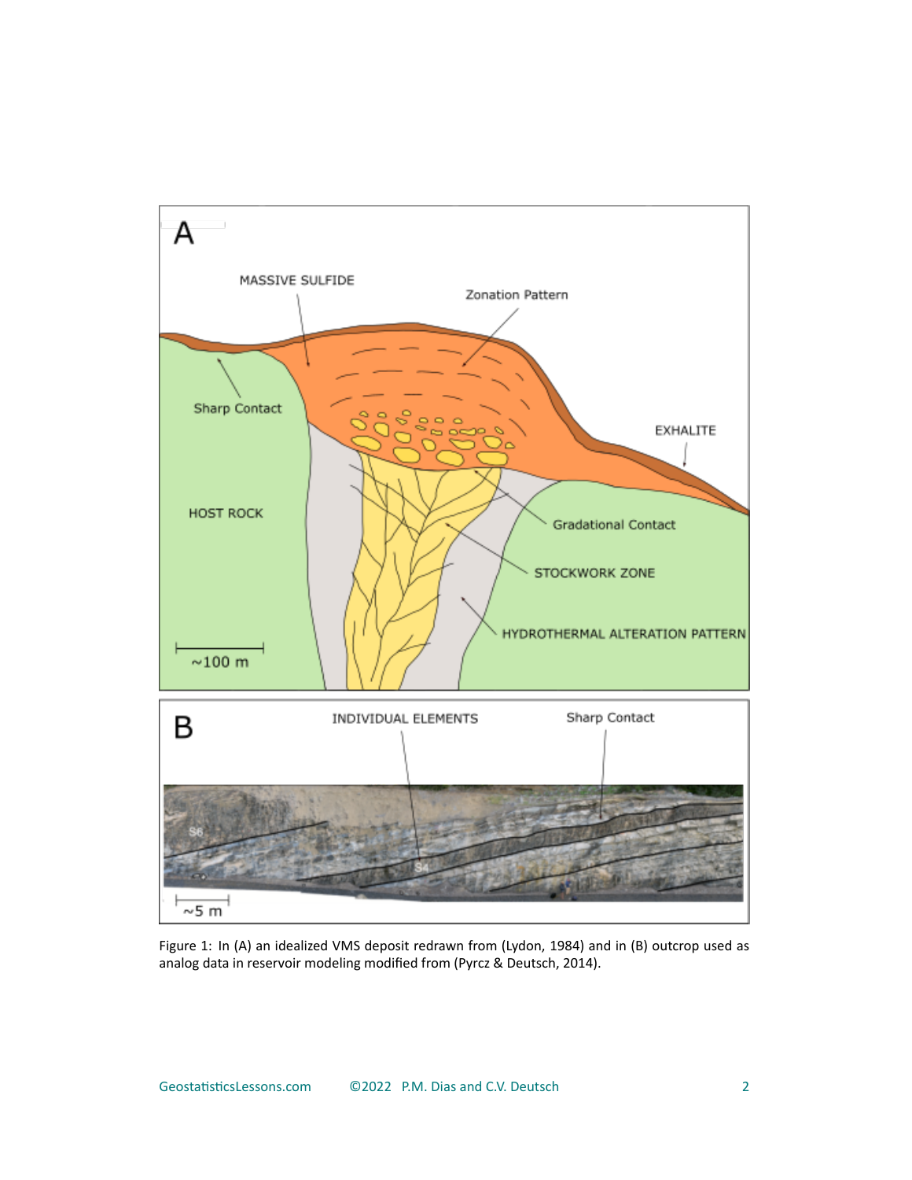Figure 1: In (A) an idealized VMS deposit redrawn from (Lydon, 1984) and in (B) outcrop used as analog data in reservoir modeling modified from (Pyrcz & Deutsch, 2014).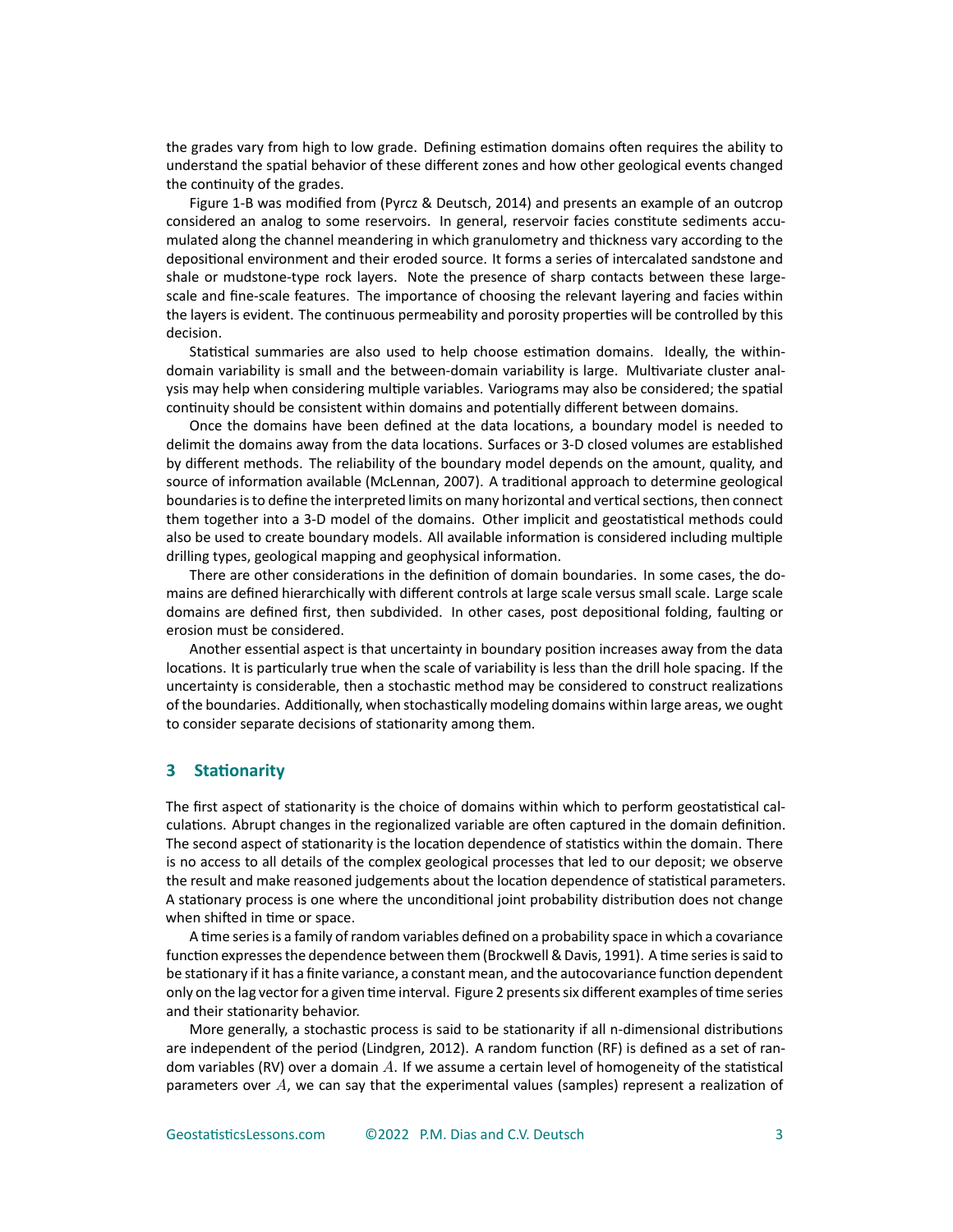the grades vary from high to low grade. Defining estimation domains often requires the ability to understand the spatial behavior of these different zones and how other geological events changed the continuity of the grades.

Figure 1-B was modified from (Pyrcz & Deutsch, 2014) and presents an example of an outcrop considered an analog to some reservoirs. In general, reservoir facies constitute sediments accumulated along the channel meandering in which granulometry and thickness vary according to the depositional environment and their eroded source. It forms a series of intercalated sandstone and shale or mudstone-type rock layers. Note the presence of sharp contacts between these large-scale and fine-scale features. The importance of choosing the relevant layering and facies within the layers is evident. The continuous permeability and porosity properties will be controlled by this decision.

Statistical summaries are also used to help choose estimation domains. Ideally, the within-domain variability is small and the between-domain variability is large. Multivariate cluster analysis may help when considering multiple variables. Variograms may also be considered; the spatial continuity should be consistent within domains and potentially different between domains.

Once the domains have been defined at the data locations, a boundary model is needed to delimit the domains away from the data locations. Surfaces or 3-D closed volumes are established by different methods. The reliability of the boundary model depends on the amount, quality, and source of information available (McLennan, 2007). A traditional approach to determine geological boundaries is to define the interpreted limits on many horizontal and vertical sections, then connect them together into a 3-D model of the domains. Other implicit and geostatistical methods could also be used to create boundary models. All available information is considered including multiple drilling types, geological mapping and geophysical information.

There are other considerations in the definition of domain boundaries. In some cases, the domains are defined hierarchically with different controls at large scale versus small scale. Large scale domains are defined first, then subdivided. In other cases, post depositional folding, faulting or erosion must be considered.

Another essential aspect is that uncertainty in boundary position increases away from the data locations. It is particularly true when the scale of variability is less than the drill hole spacing. If the uncertainty is considerable, then a stochastic method may be considered to construct realizations of the boundaries. Additionally, when stochastically modeling domains within large areas, we ought to consider separate decisions of stationarity among them.

## 3 Stationarity

The first aspect of stationarity is the choice of domains within which to perform geostatistical calculations. Abrupt changes in the regionalized variable are often captured in the domain definition. The second aspect of stationarity is the location dependence of statistics within the domain. There is no access to all details of the complex geological processes that led to our deposit; we observe the result and make reasoned judgements about the location dependence of statistical parameters. A stationary process is one where the unconditional joint probability distribution does not change when shifted in time or space.

A time series is a family of random variables defined on a probability space in which a covariance function expresses the dependence between them (Brockwell & Davis, 1991). A time series is said to be stationary if it has a finite variance, a constant mean, and the autocovariance function dependent only on the lag vector for a given time interval. Figure 2 presents six different examples of time series and their stationarity behavior.

More generally, a stochastic process is said to be stationarity if all n-dimensional distributions are independent of the period (Lindgren, 2012). A random function (RF) is defined as a set of random variables (RV) over a domain $A$. If we assume a certain level of homogeneity of the statistical parameters over $A$, we can say that the experimental values (samples) represent a realization of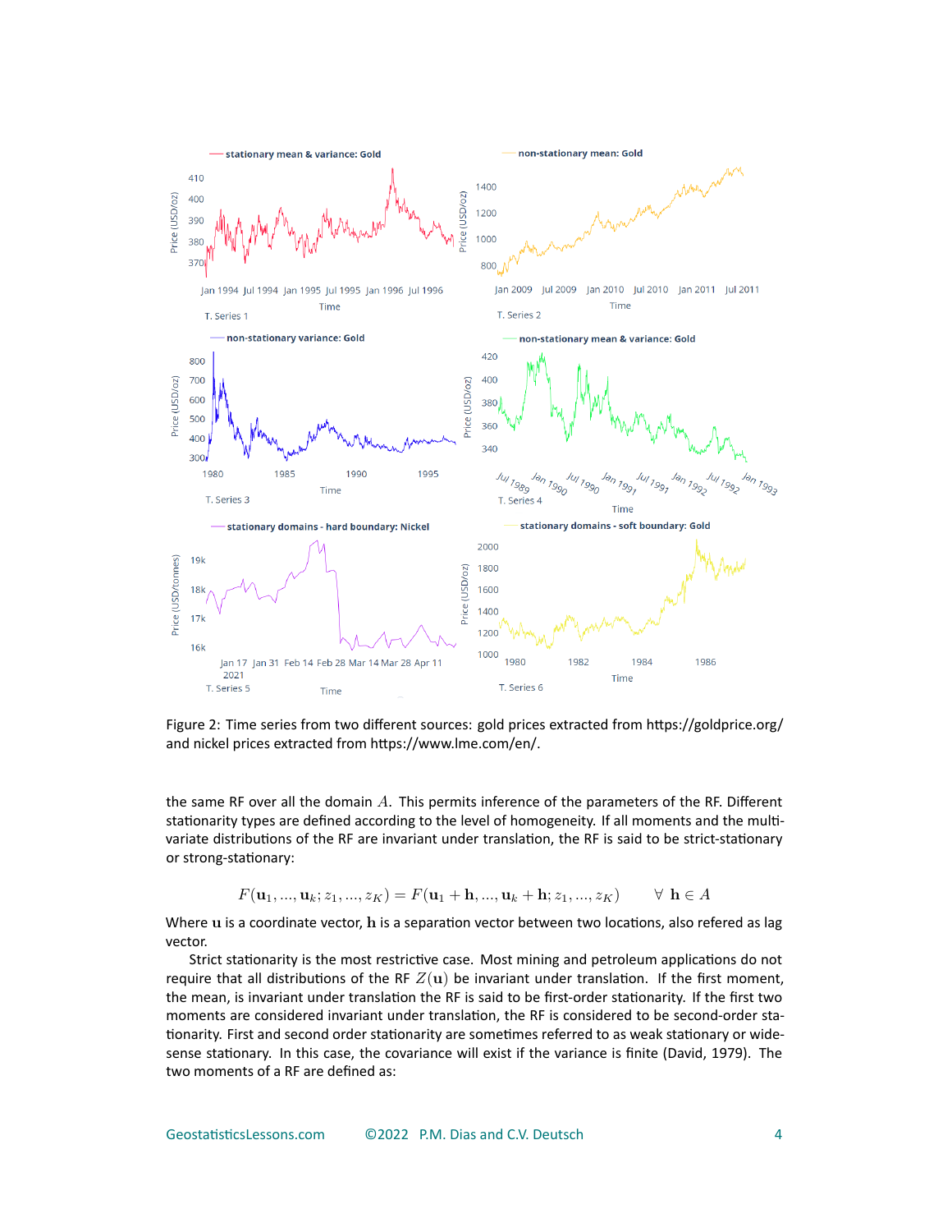Figure 2: Time series from two different sources: gold prices extracted from https://goldprice.org/ and nickel prices extracted from https://www.lme.com/en/.

the same RF over all the domain $A$. This permits inference of the parameters of the RF. Different stationarity types are defined according to the level of homogeneity. If all moments and the multivariate distributions of the RF are invariant under translation, the RF is said to be strict-stationary or strong-stationary:

$$F(\mathbf{u}_1, ..., \mathbf{u}_k; z_1, ..., z_K) = F(\mathbf{u}_1 + \mathbf{h}, ..., \mathbf{u}_k + \mathbf{h}; z_1, ..., z_K) \qquad \forall\ \mathbf{h} \in A$$

Where $\mathbf{u}$ is a coordinate vector, $\mathbf{h}$ is a separation vector between two locations, also refered as lag vector.

Strict stationarity is the most restrictive case. Most mining and petroleum applications do not require that all distributions of the RF $Z(\mathbf{u})$ be invariant under translation. If the first moment, the mean, is invariant under translation the RF is said to be first-order stationarity. If the first two moments are considered invariant under translation, the RF is considered to be second-order stationarity. First and second order stationarity are sometimes referred to as weak stationary or wide-sense stationary. In this case, the covariance will exist if the variance is finite (David, 1979). The two moments of a RF are defined as: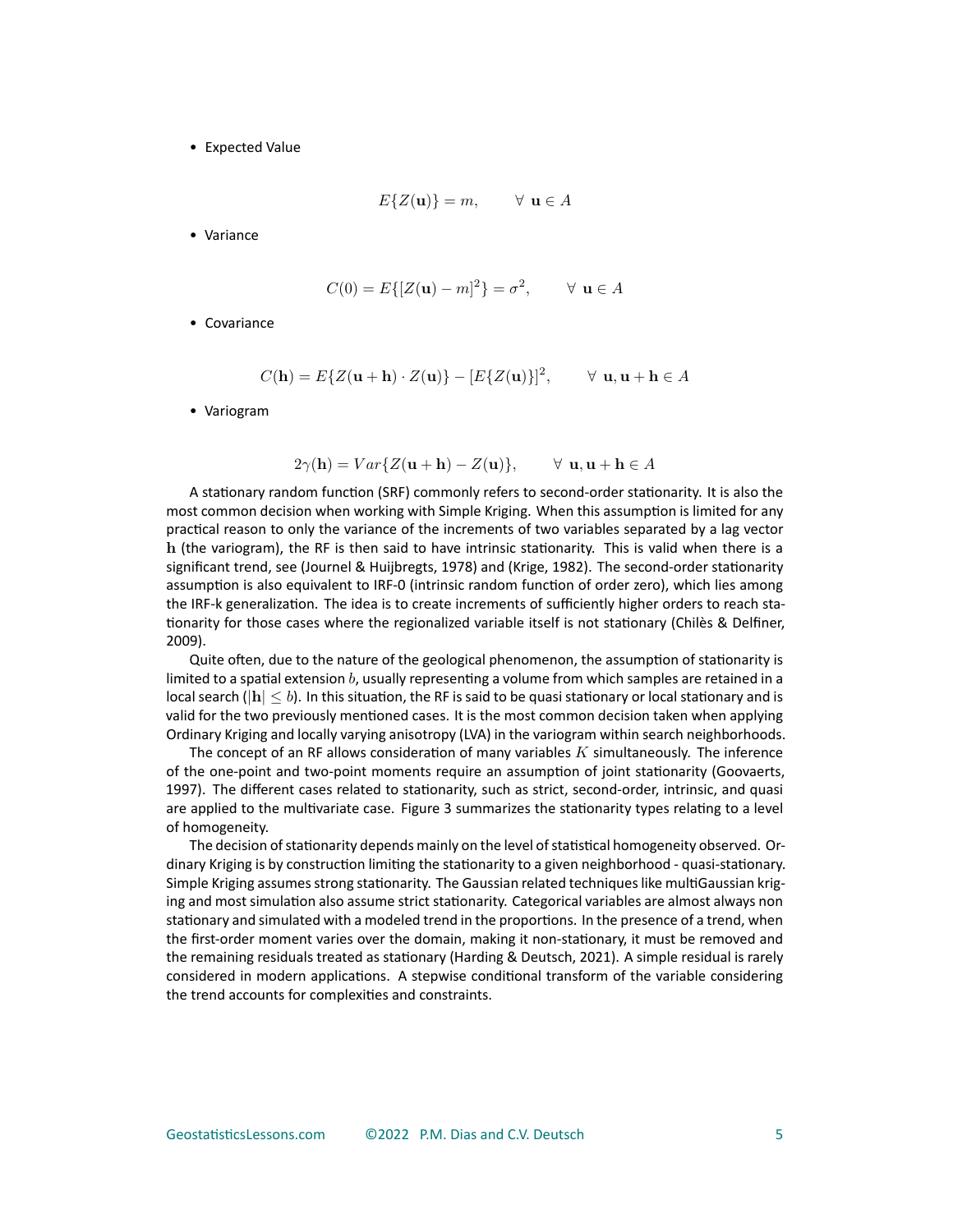- Expected Value

$$E\{Z(\mathbf{u})\} = m, \qquad \forall \ \mathbf{u} \in A$$

- Variance

$$C(0) = E\{[Z(\mathbf{u}) - m]^2\} = \sigma^2, \qquad \forall \ \mathbf{u} \in A$$

- Covariance

$$C(\mathbf{h}) = E\{Z(\mathbf{u}+\mathbf{h}) \cdot Z(\mathbf{u})\} - [E\{Z(\mathbf{u})\}]^2, \qquad \forall \ \mathbf{u}, \mathbf{u}+\mathbf{h} \in A$$

- Variogram

$$2\gamma(\mathbf{h}) = Var\{Z(\mathbf{u}+\mathbf{h}) - Z(\mathbf{u})\}, \qquad \forall \ \mathbf{u}, \mathbf{u}+\mathbf{h} \in A$$

A stationary random function (SRF) commonly refers to second-order stationarity. It is also the most common decision when working with Simple Kriging. When this assumption is limited for any practical reason to only the variance of the increments of two variables separated by a lag vector $\mathbf{h}$ (the variogram), the RF is then said to have intrinsic stationarity. This is valid when there is a significant trend, see (Journel & Huijbregts, 1978) and (Krige, 1982). The second-order stationarity assumption is also equivalent to IRF-0 (intrinsic random function of order zero), which lies among the IRF-k generalization. The idea is to create increments of sufficiently higher orders to reach stationarity for those cases where the regionalized variable itself is not stationary (Chilès & Delfiner, 2009).

Quite often, due to the nature of the geological phenomenon, the assumption of stationarity is limited to a spatial extension $b$, usually representing a volume from which samples are retained in a local search ($|\mathbf{h}| \leq b$). In this situation, the RF is said to be quasi stationary or local stationary and is valid for the two previously mentioned cases. It is the most common decision taken when applying Ordinary Kriging and locally varying anisotropy (LVA) in the variogram within search neighborhoods.

The concept of an RF allows consideration of many variables $K$ simultaneously. The inference of the one-point and two-point moments require an assumption of joint stationarity (Goovaerts, 1997). The different cases related to stationarity, such as strict, second-order, intrinsic, and quasi are applied to the multivariate case. Figure 3 summarizes the stationarity types relating to a level of homogeneity.

The decision of stationarity depends mainly on the level of statistical homogeneity observed. Ordinary Kriging is by construction limiting the stationarity to a given neighborhood - quasi-stationary. Simple Kriging assumes strong stationarity. The Gaussian related techniques like multiGaussian kriging and most simulation also assume strict stationarity. Categorical variables are almost always non stationary and simulated with a modeled trend in the proportions. In the presence of a trend, when the first-order moment varies over the domain, making it non-stationary, it must be removed and the remaining residuals treated as stationary (Harding & Deutsch, 2021). A simple residual is rarely considered in modern applications. A stepwise conditional transform of the variable considering the trend accounts for complexities and constraints.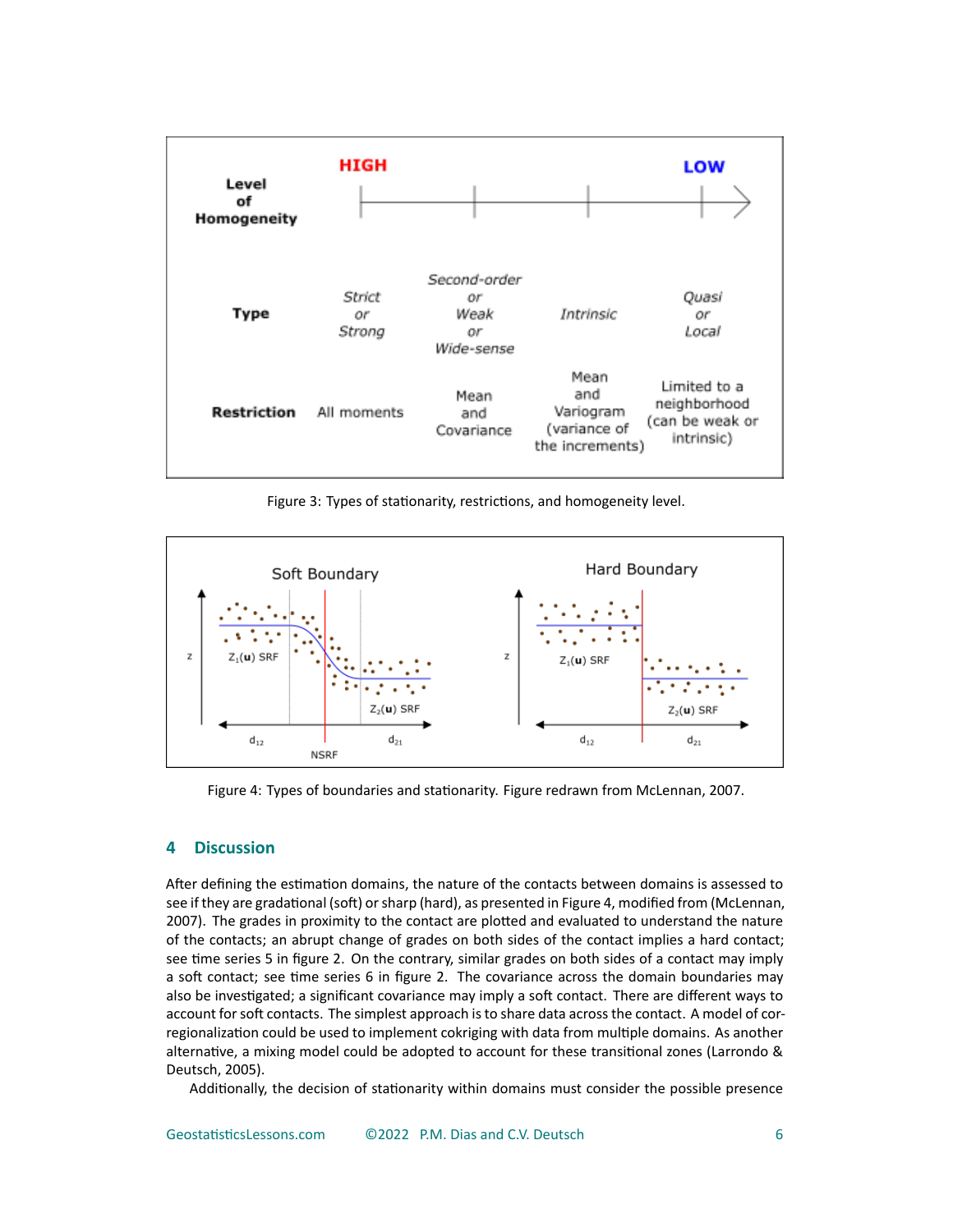| Level of Homogeneity | HIGH | | | LOW |
|---|---|---|---|---|
| Type | *Strict or Strong* | *Second-order or Weak or Wide-sense* | *Intrinsic* | *Quasi or Local* |
| Restriction | All moments | Mean and Covariance | Mean and Variogram (variance of the increments) | Limited to a neighborhood (can be weak or intrinsic) |

Figure 3: Types of stationarity, restrictions, and homogeneity level.

Figure 4: Types of boundaries and stationarity. Figure redrawn from McLennan, 2007.

## 4 Discussion

After defining the estimation domains, the nature of the contacts between domains is assessed to see if they are gradational (soft) or sharp (hard), as presented in Figure 4, modified from (McLennan, 2007). The grades in proximity to the contact are plotted and evaluated to understand the nature of the contacts; an abrupt change of grades on both sides of the contact implies a hard contact; see time series 5 in figure 2. On the contrary, similar grades on both sides of a contact may imply a soft contact; see time series 6 in figure 2. The covariance across the domain boundaries may also be investigated; a significant covariance may imply a soft contact. There are different ways to account for soft contacts. The simplest approach is to share data across the contact. A model of coregionalization could be used to implement cokriging with data from multiple domains. As another alternative, a mixing model could be adopted to account for these transitional zones (Larrondo & Deutsch, 2005).

Additionally, the decision of stationarity within domains must consider the possible presence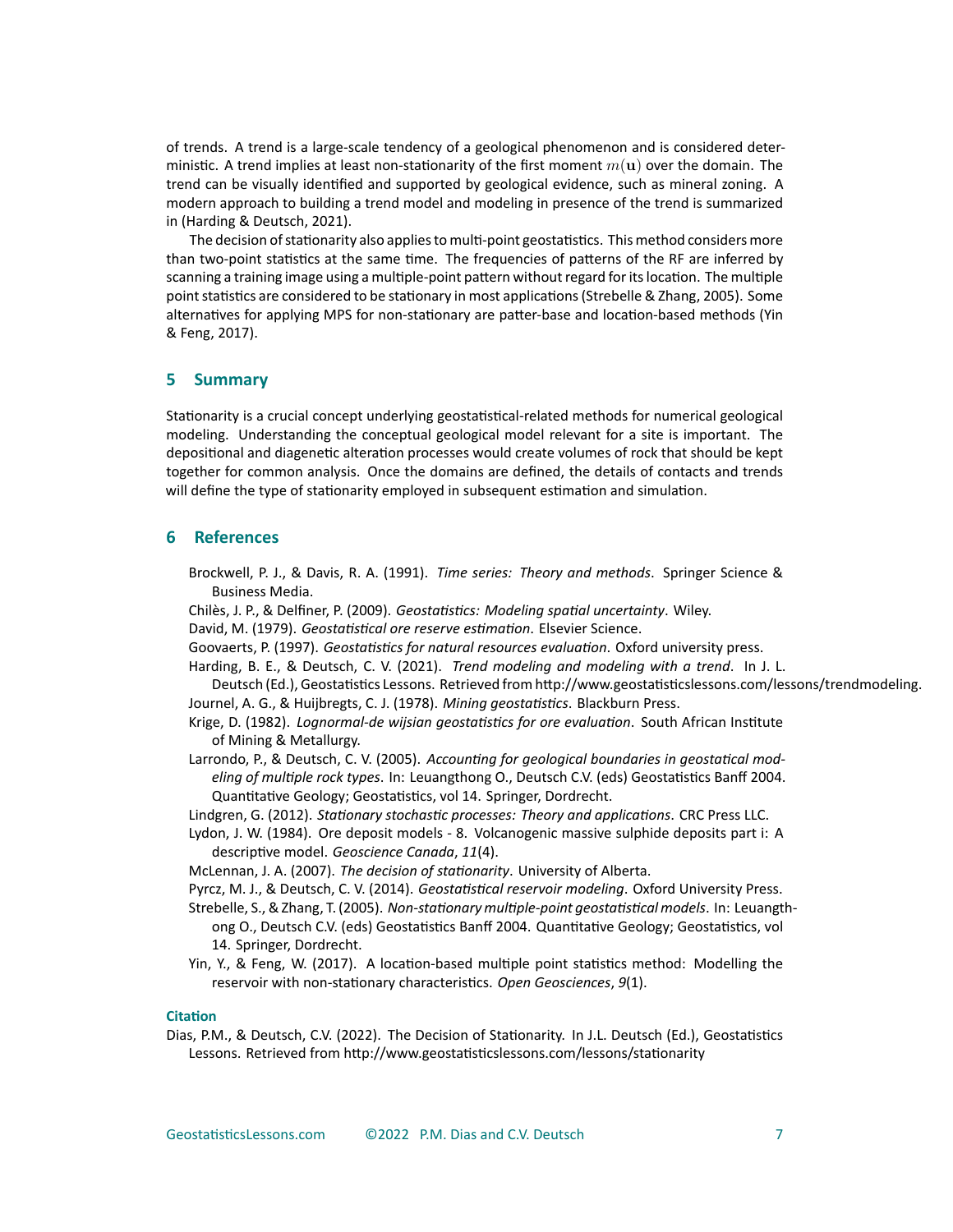of trends. A trend is a large-scale tendency of a geological phenomenon and is considered deterministic. A trend implies at least non-stationarity of the first moment $m(\mathbf{u})$ over the domain. The trend can be visually identified and supported by geological evidence, such as mineral zoning. A modern approach to building a trend model and modeling in presence of the trend is summarized in (Harding & Deutsch, 2021).

The decision of stationarity also applies to multi-point geostatistics. This method considers more than two-point statistics at the same time. The frequencies of patterns of the RF are inferred by scanning a training image using a multiple-point pattern without regard for its location. The multiple point statistics are considered to be stationary in most applications (Strebelle & Zhang, 2005). Some alternatives for applying MPS for non-stationary are patter-base and location-based methods (Yin & Feng, 2017).

## 5 Summary

Stationarity is a crucial concept underlying geostatistical-related methods for numerical geological modeling. Understanding the conceptual geological model relevant for a site is important. The depositional and diagenetic alteration processes would create volumes of rock that should be kept together for common analysis. Once the domains are defined, the details of contacts and trends will define the type of stationarity employed in subsequent estimation and simulation.

## 6 References

Brockwell, P. J., & Davis, R. A. (1991). *Time series: Theory and methods*. Springer Science & Business Media.

Chilès, J. P., & Delfiner, P. (2009). *Geostatistics: Modeling spatial uncertainty*. Wiley.

David, M. (1979). *Geostatistical ore reserve estimation*. Elsevier Science.

Goovaerts, P. (1997). *Geostatistics for natural resources evaluation*. Oxford university press.

Harding, B. E., & Deutsch, C. V. (2021). *Trend modeling and modeling with a trend*. In J. L. Deutsch (Ed.), Geostatistics Lessons. Retrieved from http://www.geostatisticslessons.com/lessons/trendmodeling.

Journel, A. G., & Huijbregts, C. J. (1978). *Mining geostatistics*. Blackburn Press.

Krige, D. (1982). *Lognormal-de wijsian geostatistics for ore evaluation*. South African Institute of Mining & Metallurgy.

Larrondo, P., & Deutsch, C. V. (2005). *Accounting for geological boundaries in geostatical modeling of multiple rock types*. In: Leuangthong O., Deutsch C.V. (eds) Geostatistics Banff 2004. Quantitative Geology; Geostatistics, vol 14. Springer, Dordrecht.

Lindgren, G. (2012). *Stationary stochastic processes: Theory and applications*. CRC Press LLC.

Lydon, J. W. (1984). Ore deposit models - 8. Volcanogenic massive sulphide deposits part i: A descriptive model. *Geoscience Canada*, *11*(4).

McLennan, J. A. (2007). *The decision of stationarity*. University of Alberta.

Pyrcz, M. J., & Deutsch, C. V. (2014). *Geostatistical reservoir modeling*. Oxford University Press.

Strebelle, S., & Zhang, T. (2005). *Non-stationary multiple-point geostatistical models*. In: Leuangthong O., Deutsch C.V. (eds) Geostatistics Banff 2004. Quantitative Geology; Geostatistics, vol 14. Springer, Dordrecht.

Yin, Y., & Feng, W. (2017). A location-based multiple point statistics method: Modelling the reservoir with non-stationary characteristics. *Open Geosciences*, *9*(1).

**Citation**

Dias, P.M., & Deutsch, C.V. (2022). The Decision of Stationarity. In J.L. Deutsch (Ed.), Geostatistics Lessons. Retrieved from http://www.geostatisticslessons.com/lessons/stationarity